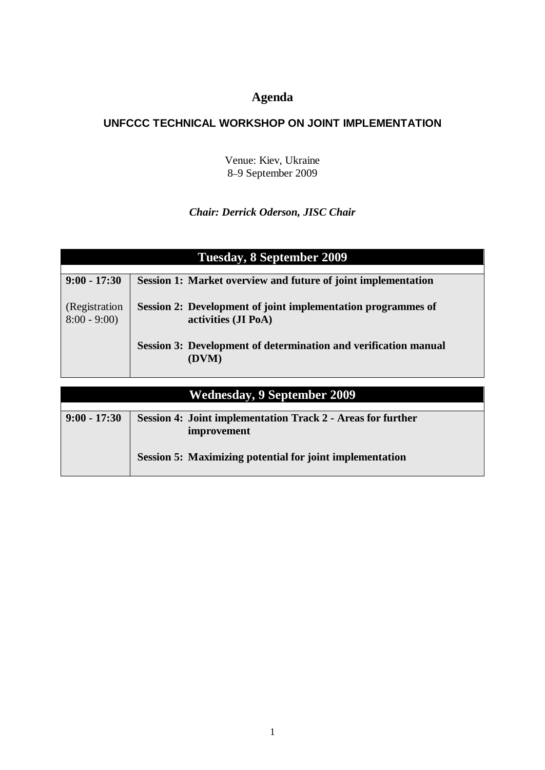# Agenda

## UNFCCC TECHNICAL WORKSHOP ON JOINT IMPLEMENTATION

Venue: Kiev, Ukraine
8–9 September 2009

***Chair: Derrick Oderson, JISC Chair***

| Tuesday, 8 September 2009 | |
|---|---|
| **9:00 - 17:30**<br><br>(Registration 8:00 - 9:00) | **Session 1: Market overview and future of joint implementation**<br><br>**Session 2: Development of joint implementation programmes of activities (JI PoA)**<br><br>**Session 3: Development of determination and verification manual (DVM)** |

| Wednesday, 9 September 2009 | |
|---|---|
| **9:00 - 17:30** | **Session 4: Joint implementation Track 2 - Areas for further improvement**<br><br>**Session 5: Maximizing potential for joint implementation** |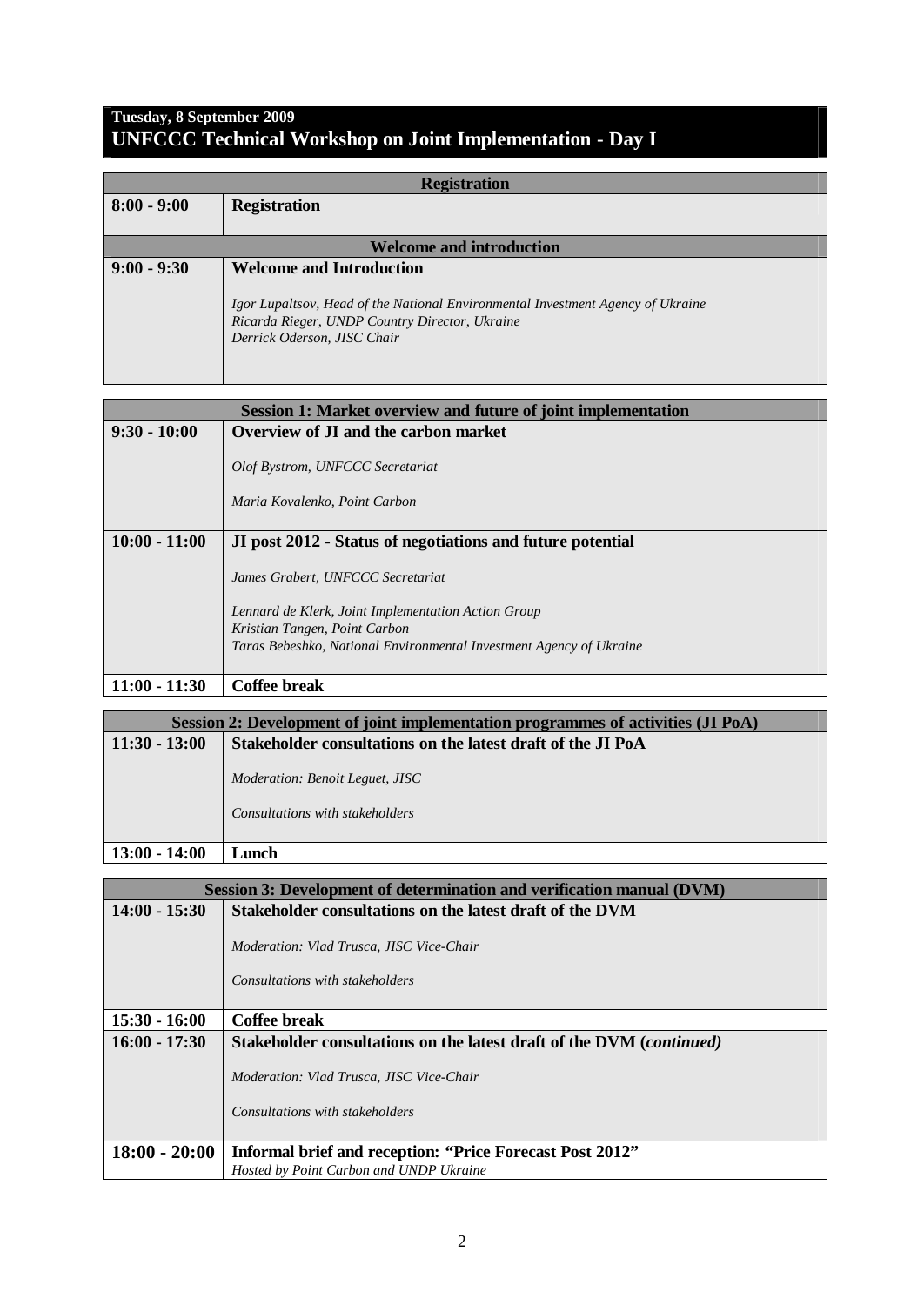**Tuesday, 8 September 2009**

## UNFCCC Technical Workshop on Joint Implementation - Day I

| Registration | |
|---|---|
| **8:00 - 9:00** | **Registration** |
| **Welcome and introduction** | |
| **9:00 - 9:30** | **Welcome and Introduction**<br><br>*Igor Lupaltsov, Head of the National Environmental Investment Agency of Ukraine*<br>*Ricarda Rieger, UNDP Country Director, Ukraine*<br>*Derrick Oderson, JISC Chair* |

| Session 1: Market overview and future of joint implementation | |
|---|---|
| **9:30 - 10:00** | **Overview of JI and the carbon market**<br><br>*Olof Bystrom, UNFCCC Secretariat*<br><br>*Maria Kovalenko, Point Carbon* |
| **10:00 - 11:00** | **JI post 2012 - Status of negotiations and future potential**<br><br>*James Grabert, UNFCCC Secretariat*<br><br>*Lennard de Klerk, Joint Implementation Action Group*<br>*Kristian Tangen, Point Carbon*<br>*Taras Bebeshko, National Environmental Investment Agency of Ukraine* |
| **11:00 - 11:30** | **Coffee break** |

| Session 2: Development of joint implementation programmes of activities (JI PoA) | |
|---|---|
| **11:30 - 13:00** | **Stakeholder consultations on the latest draft of the JI PoA**<br><br>*Moderation: Benoit Leguet, JISC*<br><br>*Consultations with stakeholders* |
| **13:00 - 14:00** | **Lunch** |

| Session 3: Development of determination and verification manual (DVM) | |
|---|---|
| **14:00 - 15:30** | **Stakeholder consultations on the latest draft of the DVM**<br><br>*Moderation: Vlad Trusca, JISC Vice-Chair*<br><br>*Consultations with stakeholders* |
| **15:30 - 16:00** | **Coffee break** |
| **16:00 - 17:30** | **Stakeholder consultations on the latest draft of the DVM (*continued*)**<br><br>*Moderation: Vlad Trusca, JISC Vice-Chair*<br><br>*Consultations with stakeholders* |
| **18:00 - 20:00** | **Informal brief and reception: "Price Forecast Post 2012"**<br>*Hosted by Point Carbon and UNDP Ukraine* |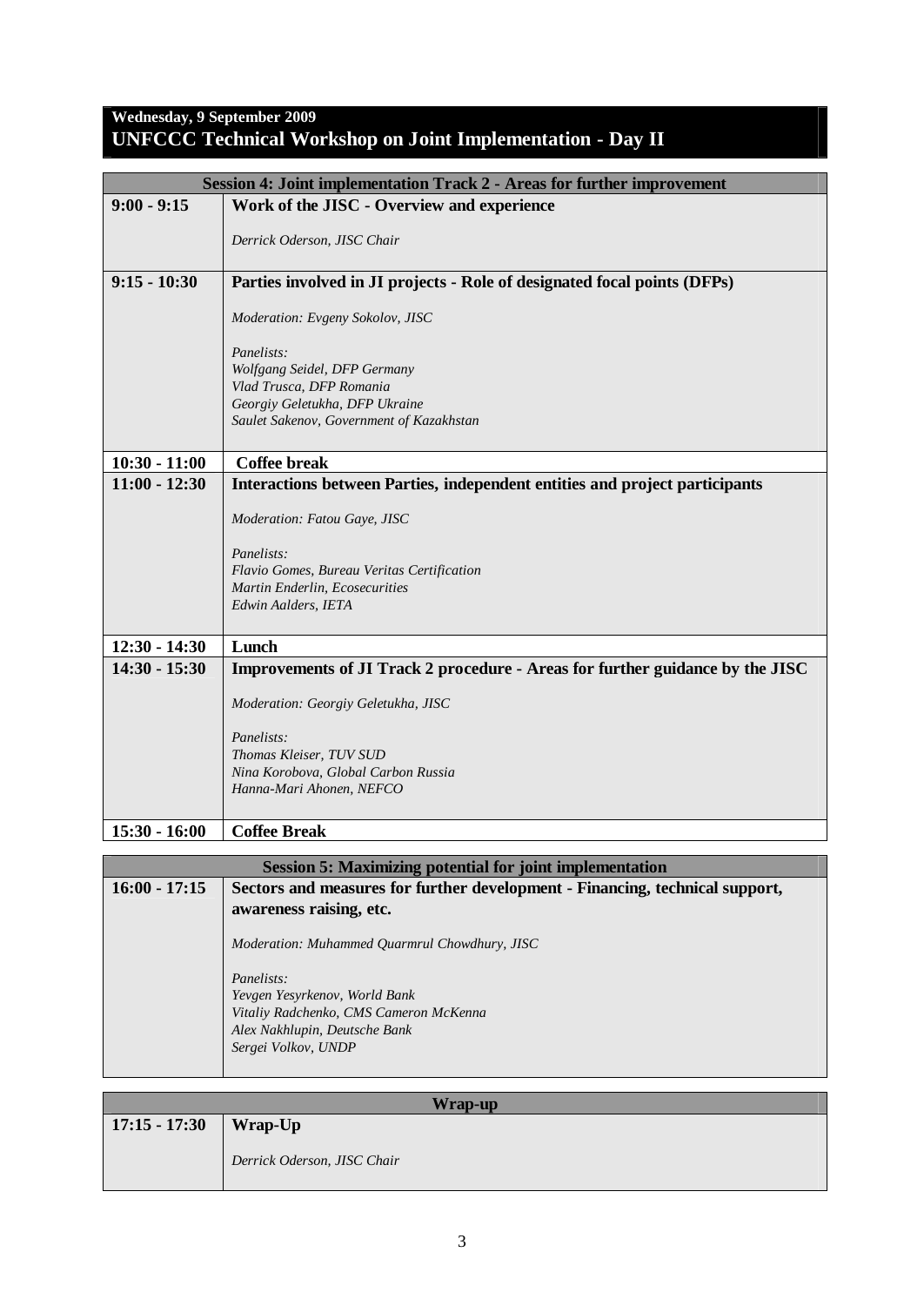**Wednesday, 9 September 2009**

## UNFCCC Technical Workshop on Joint Implementation - Day II

| Session 4: Joint implementation Track 2 - Areas for further improvement | |
|---|---|
| 9:00 - 9:15 | **Work of the JISC - Overview and experience**<br><br>*Derrick Oderson, JISC Chair* |
| 9:15 - 10:30 | **Parties involved in JI projects - Role of designated focal points (DFPs)**<br><br>*Moderation: Evgeny Sokolov, JISC*<br><br>*Panelists:*<br>*Wolfgang Seidel, DFP Germany*<br>*Vlad Trusca, DFP Romania*<br>*Georgiy Geletukha, DFP Ukraine*<br>*Saulet Sakenov, Government of Kazakhstan* |
| 10:30 - 11:00 | **Coffee break** |
| 11:00 - 12:30 | **Interactions between Parties, independent entities and project participants**<br><br>*Moderation: Fatou Gaye, JISC*<br><br>*Panelists:*<br>*Flavio Gomes, Bureau Veritas Certification*<br>*Martin Enderlin, Ecosecurities*<br>*Edwin Aalders, IETA* |
| 12:30 - 14:30 | **Lunch** |
| 14:30 - 15:30 | **Improvements of JI Track 2 procedure - Areas for further guidance by the JISC**<br><br>*Moderation: Georgiy Geletukha, JISC*<br><br>*Panelists:*<br>*Thomas Kleiser, TUV SUD*<br>*Nina Korobova, Global Carbon Russia*<br>*Hanna-Mari Ahonen, NEFCO* |
| 15:30 - 16:00 | **Coffee Break** |

| Session 5: Maximizing potential for joint implementation | |
|---|---|
| 16:00 - 17:15 | **Sectors and measures for further development - Financing, technical support, awareness raising, etc.**<br><br>*Moderation: Muhammed Quarmrul Chowdhury, JISC*<br><br>*Panelists:*<br>*Yevgen Yesyrkenov, World Bank*<br>*Vitaliy Radchenko, CMS Cameron McKenna*<br>*Alex Nakhlupin, Deutsche Bank*<br>*Sergei Volkov, UNDP* |

| Wrap-up | |
|---|---|
| 17:15 - 17:30 | **Wrap-Up**<br><br>*Derrick Oderson, JISC Chair* |